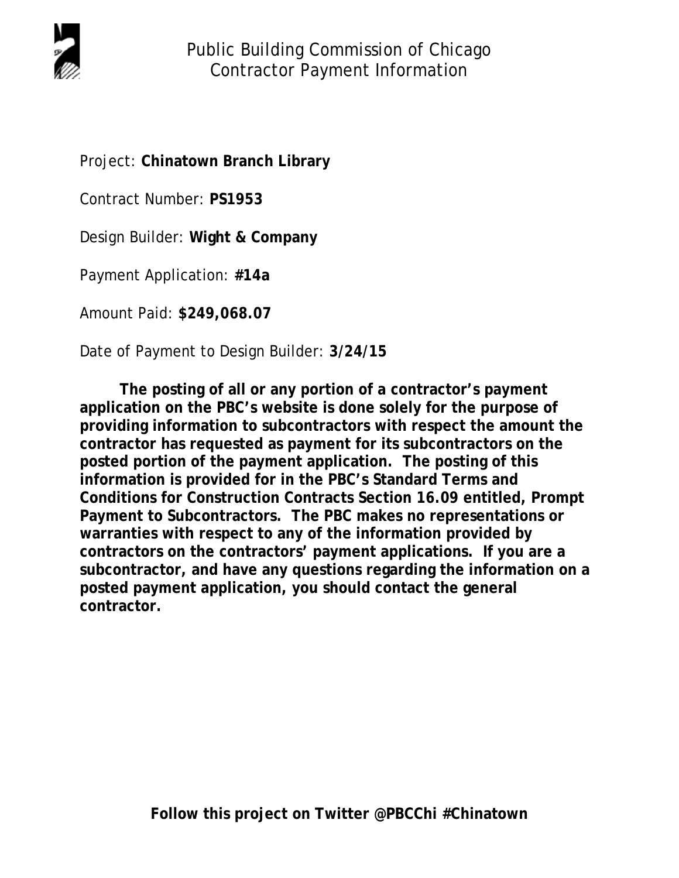# Public Building Commission of Chicago
## Contractor Payment Information

Project: **Chinatown Branch Library**

Contract Number: **PS1953**

Design Builder: **Wight & Company**

Payment Application: **#14a**

Amount Paid: **$249,068.07**

Date of Payment to Design Builder: **3/24/15**

**The posting of all or any portion of a contractor's payment application on the PBC's website is done solely for the purpose of providing information to subcontractors with respect the amount the contractor has requested as payment for its subcontractors on the posted portion of the payment application. The posting of this information is provided for in the PBC's Standard Terms and Conditions for Construction Contracts Section 16.09 entitled, Prompt Payment to Subcontractors. The PBC makes no representations or warranties with respect to any of the information provided by contractors on the contractors' payment applications. If you are a subcontractor, and have any questions regarding the information on a posted payment application, you should contact the general contractor.**

**Follow this project on Twitter @PBCChi #Chinatown**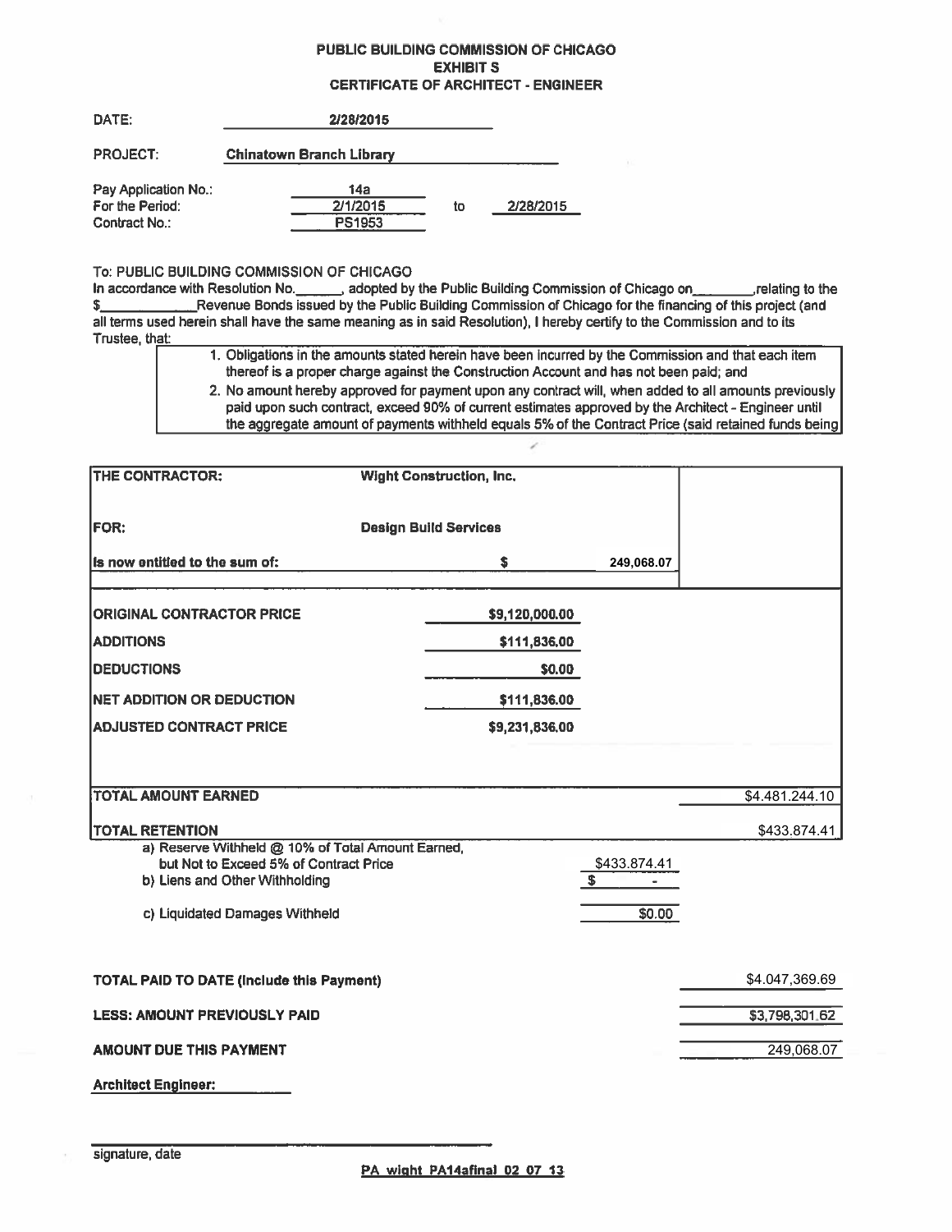**PUBLIC BUILDING COMMISSION OF CHICAGO**
**EXHIBIT S**
**CERTIFICATE OF ARCHITECT - ENGINEER**

DATE: 2/28/2015

PROJECT: Chinatown Branch Library

Pay Application No.: 14a
For the Period: 2/1/2015 to 2/28/2015
Contract No.: PS1953

To: PUBLIC BUILDING COMMISSION OF CHICAGO
In accordance with Resolution No.______, adopted by the Public Building Commission of Chicago on________,relating to the $____________Revenue Bonds issued by the Public Building Commission of Chicago for the financing of this project (and all terms used herein shall have the same meaning as in said Resolution), I hereby certify to the Commission and to its Trustee, that:

1. Obligations in the amounts stated herein have been incurred by the Commission and that each item thereof is a proper charge against the Construction Account and has not been paid; and
2. No amount hereby approved for payment upon any contract will, when added to all amounts previously paid upon such contract, exceed 90% of current estimates approved by the Architect - Engineer until the aggregate amount of payments withheld equals 5% of the Contract Price (said retained funds being

| | | | |
|---|---|---|---|
| THE CONTRACTOR: | Wight Construction, Inc. | | |
| FOR: | Design Build Services | | |
| Is now entitled to the sum of: | $ | 249,068.07 | |
| ORIGINAL CONTRACTOR PRICE | $9,120,000.00 | | |
| ADDITIONS | $111,836.00 | | |
| DEDUCTIONS | $0.00 | | |
| NET ADDITION OR DEDUCTION | $111,836.00 | | |
| ADJUSTED CONTRACT PRICE | $9,231,836.00 | | |
| TOTAL AMOUNT EARNED | | | $4.481.244.10 |
| TOTAL RETENTION | | | $433.874.41 |
| a) Reserve Withheld @ 10% of Total Amount Earned, but Not to Exceed 5% of Contract Price | | $433.874.41 | |
| b) Liens and Other Withholding | | $ - | |
| c) Liquidated Damages Withheld | | $0.00 | |
| TOTAL PAID TO DATE (Include this Payment) | | | $4.047,369.69 |
| LESS: AMOUNT PREVIOUSLY PAID | | | $3,798,301.62 |
| AMOUNT DUE THIS PAYMENT | | | 249,068.07 |

Architect Engineer:

_______________________________
signature, date

PA wight PA14afinal 02 07 13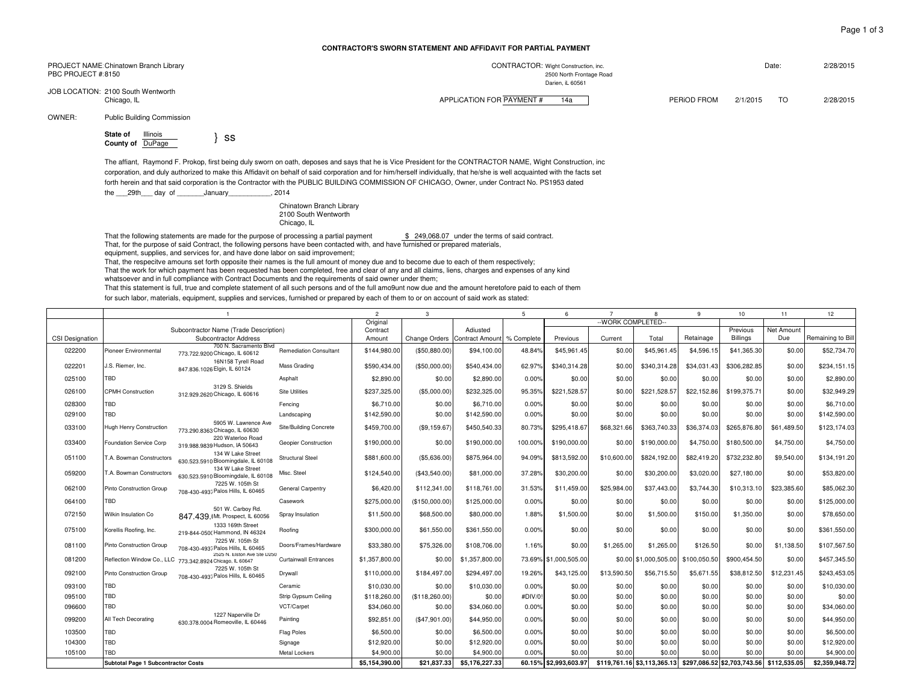# CONTRACTOR'S SWORN STATEMENT AND AFFiDAViT FOR PARTiAL PAYMENT

PROJECT NAME: Chinatown Branch Library
PBC PROJECT #: 8150

CONTRACTOR: Wight Construction, inc.
2500 North Frontage Road
Darien, iL 60561

Date: 2/28/2015

JOB LOCATION: 2100 South Wentworth
Chicago, IL

APPLiCATiON FOR PAYMENT # 14a

PERiOD FROM 2/1/2015 TO 2/28/2015

OWNER: Public Building Commission

**State of** Illinois
**County of** DuPage } SS

The affiant, Raymond F. Prokop, first being duly sworn on oath, deposes and says that he is Vice President for the CONTRACTOR NAME, Wight Construction, inc corporation, and duly authorized to make this Affidavit on behalf of said corporation and for him/herself individually, that he/she is well acquainted with the facts set forth herein and that said corporation is the Contractor with the PUBLIC BUILDiNG COMMISSION OF CHICAGO, Owner, under Contract No. PS1953 dated the ___29th___ day of _______January___________, 2014

Chinatown Branch Library
2100 South Wentworth
Chicago, IL

That the following statements are made for the purpose of processing a partial payment $ 249,068.07 under the terms of said contract.
That, for the purpose of said Contract, the following persons have been contacted with, and have furnished or prepared materials, equipment, supplies, and services for, and have done labor on said improvement;
That, the respecitve amouns set forth opposite their names is the full amount of money due and to become due to each of them respectively;
That the work for which payment has been requested has been completed, free and clear of any and all claims, liens, charges and expenses of any kind whatsoever and in full compliance with Contract Documents and the requirements of said owner under them;
That this statement is full, true and complete statement of all such persons and of the full amo9unt now due and the amount heretofore paid to each of them for such labor, materials, equipment, supplies and services, furnished or prepared by each of them to or on account of said work as stated:

| | 1 | | | 2 | 3 | | 5 | 6 | 7 | 8 | 9 | 10 | 11 | 12 |
|---|---|---|---|---|---|---|---|---|---|---|---|---|---|---|
| | | | | | | | | --WORK COMPLETED-- | | | | | | |
| CSI Designation | Subcontractor Name (Trade Description) | Subcontractor Address | | Original Contract Amount | Change Orders | Adjusted Contract Amount | % Complete | Previous | Current | Total | Retainage | Previous Billings | Net Amount Due | Remaining to Bill |
| 022200 | Pioneer Environmental | 773.722.9200 700 N. Sacramento Blvd Chicago, IL 60612 | Remediation Consultant | $144,980.00 | ($50,880.00) | $94,100.00 | 48.84% | $45,961.45 | $0.00 | $45,961.45 | $4,596.15 | $41,365.30 | $0.00 | $52,734.70 |
| 022201 | J.S. Riemer, Inc. | 847.836.1026 16N158 Tyrell Road Elgin, IL 60124 | Mass Grading | $590,434.00 | ($50,000.00) | $540,434.00 | 62.97% | $340,314.28 | $0.00 | $340,314.28 | $34,031.43 | $306,282.85 | $0.00 | $234,151.15 |
| 025100 | TBD | | Asphalt | $2,890.00 | $0.00 | $2,890.00 | 0.00% | $0.00 | $0.00 | $0.00 | $0.00 | $0.00 | $0.00 | $2,890.00 |
| 026100 | CPMH Construction | 312.929.2620 3129 S. Shields Chicago, IL 60616 | Site Utilities | $237,325.00 | ($5,000.00) | $232,325.00 | 95.35% | $221,528.57 | $0.00 | $221,528.57 | $22,152.86 | $199,375.71 | $0.00 | $32,949.29 |
| 028300 | TBD | | Fencing | $6,710.00 | $0.00 | $6,710.00 | 0.00% | $0.00 | $0.00 | $0.00 | $0.00 | $0.00 | $0.00 | $6,710.00 |
| 029100 | TBD | | Landscaping | $142,590.00 | $0.00 | $142,590.00 | 0.00% | $0.00 | $0.00 | $0.00 | $0.00 | $0.00 | $0.00 | $142,590.00 |
| 033100 | Hugh Henry Construction | 773.290.8363 5905 W. Lawrence Ave Chicago, IL 60630 | Site/Building Concrete | $459,700.00 | ($9,159.67) | $450,540.33 | 80.73% | $295,418.67 | $68,321.66 | $363,740.33 | $36,374.03 | $265,876.80 | $61,489.50 | $123,174.03 |
| 033400 | Foundation Service Corp | 319.988.9839 220 Waterloo Road Hudson, IA 50643 | Geopier Construction | $190,000.00 | $0.00 | $190,000.00 | 100.00% | $190,000.00 | $0.00 | $190,000.00 | $4,750.00 | $180,500.00 | $4,750.00 | $4,750.00 |
| 051100 | T.A. Bowman Constructors | 630.523.5910 134 W Lake Street Bloomingdale, IL 60108 | Structural Steel | $881,600.00 | ($5,636.00) | $875,964.00 | 94.09% | $813,592.00 | $10,600.00 | $824,192.00 | $82,419.20 | $732,232.80 | $9,540.00 | $134,191.20 |
| 059200 | T.A. Bowman Constructors | 630.523.5910 134 W Lake Street Bloomingdale, IL 60108 | Misc. Steel | $124,540.00 | ($43,540.00) | $81,000.00 | 37.28% | $30,200.00 | $0.00 | $30,200.00 | $3,020.00 | $27,180.00 | $0.00 | $53,820.00 |
| 062100 | Pinto Construction Group | 708-430-4937 7225 W. 105th St Palos Hills, IL 60465 | General Carpentry | $6,420.00 | $112,341.00 | $118,761.00 | 31.53% | $11,459.00 | $25,984.00 | $37,443.00 | $3,744.30 | $10,313.10 | $23,385.60 | $85,062.30 |
| 064100 | TBD | | Casework | $275,000.00 | ($150,000.00) | $125,000.00 | 0.00% | $0.00 | $0.00 | $0.00 | $0.00 | $0.00 | $0.00 | $125,000.00 |
| 072150 | Wilkin Insulation Co | 847.439.( 501 W. Carboy Rd. Mt. Prospect, IL 60056 | Spray Insulation | $11,500.00 | $68,500.00 | $80,000.00 | 1.88% | $1,500.00 | $0.00 | $1,500.00 | $150.00 | $1,350.00 | $0.00 | $78,650.00 |
| 075100 | Korellis Roofing, Inc. | 219-844-050( 1333 169th Street Hammond, IN 46324 | Roofing | $300,000.00 | $61,550.00 | $361,550.00 | 0.00% | $0.00 | $0.00 | $0.00 | $0.00 | $0.00 | $0.00 | $361,550.00 |
| 081100 | Pinto Construction Group | 708-430-4937 7225 W. 105th St Palos Hills, IL 60465 | Doors/Frames/Hardware | $33,380.00 | $75,326.00 | $108,706.00 | 1.16% | $0.00 | $1,265.00 | $1,265.00 | $126.50 | $0.00 | $1,138.50 | $107,567.50 |
| 081200 | Reflection Window Co., LLC | 773.342.8924 2525 N. Elston Ave Ste D250 Chicago, IL 60647 | Curtainwall Entrances | $1,357,800.00 | $0.00 | $1,357,800.00 | 73.69% | $1,000,505.00 | $0.00 | $1,000,505.00 | $100,050.50 | $900,454.50 | $0.00 | $457,345.50 |
| 092100 | Pinto Construction Group | 708-430-4937 7225 W. 105th St Palos Hills, IL 60465 | Drywall | $110,000.00 | $184,497.00 | $294,497.00 | 19.26% | $43,125.00 | $13,590.50 | $56,715.50 | $5,671.55 | $38,812.50 | $12,231.45 | $243,453.05 |
| 093100 | TBD | | Ceramic | $10,030.00 | $0.00 | $10,030.00 | 0.00% | $0.00 | $0.00 | $0.00 | $0.00 | $0.00 | $0.00 | $10,030.00 |
| 095100 | TBD | | Strip Gypsum Ceiling | $118,260.00 | ($118,260.00) | $0.00 | #DIV/0! | $0.00 | $0.00 | $0.00 | $0.00 | $0.00 | $0.00 | $0.00 |
| 096600 | TBD | | VCT/Carpet | $34,060.00 | $0.00 | $34,060.00 | 0.00% | $0.00 | $0.00 | $0.00 | $0.00 | $0.00 | $0.00 | $34,060.00 |
| 099200 | All Tech Decorating | 630.378.0004 1227 Naperville Dr Romeoville, IL 60446 | Painting | $92,851.00 | ($47,901.00) | $44,950.00 | 0.00% | $0.00 | $0.00 | $0.00 | $0.00 | $0.00 | $0.00 | $44,950.00 |
| 103500 | TBD | | Flag Poles | $6,500.00 | $0.00 | $6,500.00 | 0.00% | $0.00 | $0.00 | $0.00 | $0.00 | $0.00 | $0.00 | $6,500.00 |
| 104300 | TBD | | Signage | $12,920.00 | $0.00 | $12,920.00 | 0.00% | $0.00 | $0.00 | $0.00 | $0.00 | $0.00 | $0.00 | $12,920.00 |
| 105100 | TBD | | Metal Lockers | $4,900.00 | $0.00 | $4,900.00 | 0.00% | $0.00 | $0.00 | $0.00 | $0.00 | $0.00 | $0.00 | $4,900.00 |
| | **Subtotal Page 1 Subcontractor Costs** | | | **$5,154,390.00** | **$21,837.33** | **$5,176,227.33** | **60.15%** | **$2,993,603.97** | **$119,761.16** | **$3,113,365.13** | **$297,086.52** | **$2,703,743.56** | **$112,535.05** | **$2,359,948.72** |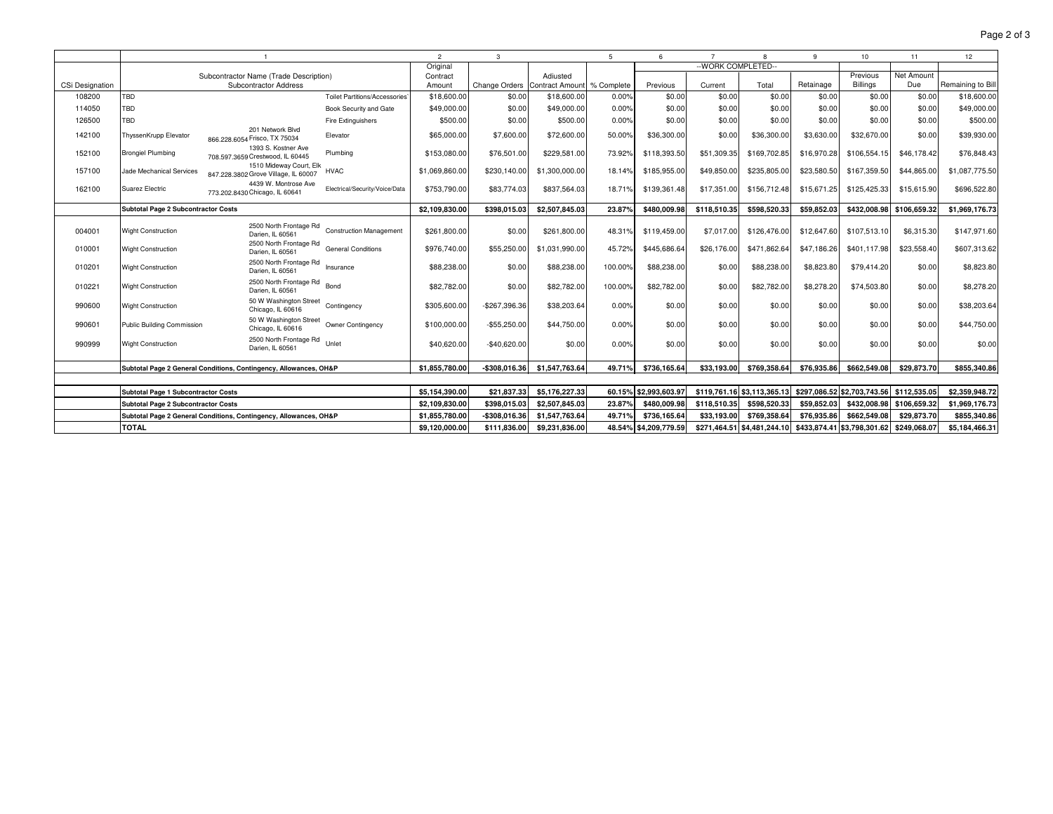| | 1 | | | 2 | 3 | | 5 | 6 | 7 | 8 | 9 | 10 | 11 | 12 |
|---|---|---|---|---|---|---|---|---|---|---|---|---|---|---|
| | | | | Original | | | | --WORK COMPLETED-- | | | | | | |
| CSi Designation | Subcontractor Name (Trade Description) Subcontractor Address | | | Contract Amount | Change Orders | Adjusted Contract Amount | % Complete | Previous | Current | Total | Retainage | Previous Billings | Net Amount Due | Remaining to Bill |
| 108200 | TBD | | Toilet Partitions/Accessories | $18,600.00 | $0.00 | $18,600.00 | 0.00% | $0.00 | $0.00 | $0.00 | $0.00 | $0.00 | $0.00 | $18,600.00 |
| 114050 | TBD | | Book Security and Gate | $49,000.00 | $0.00 | $49,000.00 | 0.00% | $0.00 | $0.00 | $0.00 | $0.00 | $0.00 | $0.00 | $49,000.00 |
| 126500 | TBD | | Fire Extinguishers | $500.00 | $0.00 | $500.00 | 0.00% | $0.00 | $0.00 | $0.00 | $0.00 | $0.00 | $0.00 | $500.00 |
| 142100 | ThyssenKrupp Elevator | 866.228.6054 201 Network Blvd Frisco, TX 75034 | Elevator | $65,000.00 | $7,600.00 | $72,600.00 | 50.00% | $36,300.00 | $0.00 | $36,300.00 | $3,630.00 | $32,670.00 | $0.00 | $39,930.00 |
| 152100 | Brongiel Plumbing | 708.597.3659 1393 S. Kostner Ave Crestwood, IL 60445 | Plumbing | $153,080.00 | $76,501.00 | $229,581.00 | 73.92% | $118,393.50 | $51,309.35 | $169,702.85 | $16,970.28 | $106,554.15 | $46,178.42 | $76,848.43 |
| 157100 | Jade Mechanical Services | 847.228.3802 1510 Mideway Court, Elk Grove Village, IL 60007 | HVAC | $1,069,860.00 | $230,140.00 | $1,300,000.00 | 18.14% | $185,955.00 | $49,850.00 | $235,805.00 | $23,580.50 | $167,359.50 | $44,865.00 | $1,087,775.50 |
| 162100 | Suarez Electric | 773.202.8430 4439 W. Montrose Ave Chicago, IL 60641 | Electrical/Security/Voice/Data | $753,790.00 | $83,774.03 | $837,564.03 | 18.71% | $139,361.48 | $17,351.00 | $156,712.48 | $15,671.25 | $125,425.33 | $15,615.90 | $696,522.80 |
| | **Subtotal Page 2 Subcontractor Costs** | | | **$2,109,830.00** | **$398,015.03** | **$2,507,845.03** | **23.87%** | **$480,009.98** | **$118,510.35** | **$598,520.33** | **$59,852.03** | **$432,008.98** | **$106,659.32** | **$1,969,176.73** |
| 004001 | Wight Construction | 2500 North Frontage Rd Darien, IL 60561 | Construction Management | $261,800.00 | $0.00 | $261,800.00 | 48.31% | $119,459.00 | $7,017.00 | $126,476.00 | $12,647.60 | $107,513.10 | $6,315.30 | $147,971.60 |
| 010001 | Wight Construction | 2500 North Frontage Rd Darien, IL 60561 | General Conditions | $976,740.00 | $55,250.00 | $1,031,990.00 | 45.72% | $445,686.64 | $26,176.00 | $471,862.64 | $47,186.26 | $401,117.98 | $23,558.40 | $607,313.62 |
| 010201 | Wight Construction | 2500 North Frontage Rd Darien, IL 60561 | Insurance | $88,238.00 | $0.00 | $88,238.00 | 100.00% | $88,238.00 | $0.00 | $88,238.00 | $8,823.80 | $79,414.20 | $0.00 | $8,823.80 |
| 010221 | Wight Construction | 2500 North Frontage Rd Darien, IL 60561 | Bond | $82,782.00 | $0.00 | $82,782.00 | 100.00% | $82,782.00 | $0.00 | $82,782.00 | $8,278.20 | $74,503.80 | $0.00 | $8,278.20 |
| 990600 | Wight Construction | 50 W Washington Street Chicago, IL 60616 | Contingency | $305,600.00 | -$267,396.36 | $38,203.64 | 0.00% | $0.00 | $0.00 | $0.00 | $0.00 | $0.00 | $0.00 | $38,203.64 |
| 990601 | Public Building Commission | 50 W Washington Street Chicago, IL 60616 | Owner Contingency | $100,000.00 | -$55,250.00 | $44,750.00 | 0.00% | $0.00 | $0.00 | $0.00 | $0.00 | $0.00 | $0.00 | $44,750.00 |
| 990999 | Wight Construction | 2500 North Frontage Rd Darien, IL 60561 | Unlet | $40,620.00 | -$40,620.00 | $0.00 | 0.00% | $0.00 | $0.00 | $0.00 | $0.00 | $0.00 | $0.00 | $0.00 |
| | **Subtotal Page 2 General Conditions, Contingency, Allowances, OH&P** | | | **$1,855,780.00** | **-$308,016.36** | **$1,547,763.64** | **49.71%** | **$736,165.64** | **$33,193.00** | **$769,358.64** | **$76,935.86** | **$662,549.08** | **$29,873.70** | **$855,340.86** |
| | **Subtotal Page 1 Subcontractor Costs** | | | **$5,154,390.00** | **$21,837.33** | **$5,176,227.33** | **60.15%** | **$2,993,603.97** | **$119,761.16** | **$3,113,365.13** | **$297,086.52** | **$2,703,743.56** | **$112,535.05** | **$2,359,948.72** |
| | **Subtotal Page 2 Subcontractor Costs** | | | **$2,109,830.00** | **$398,015.03** | **$2,507,845.03** | **23.87%** | **$480,009.98** | **$118,510.35** | **$598,520.33** | **$59,852.03** | **$432,008.98** | **$106,659.32** | **$1,969,176.73** |
| | **Subtotal Page 2 General Conditions, Contingency, Allowances, OH&P** | | | **$1,855,780.00** | **-$308,016.36** | **$1,547,763.64** | **49.71%** | **$736,165.64** | **$33,193.00** | **$769,358.64** | **$76,935.86** | **$662,549.08** | **$29,873.70** | **$855,340.86** |
| | **TOTAL** | | | **$9,120,000.00** | **$111,836.00** | **$9,231,836.00** | **48.54%** | **$4,209,779.59** | **$271,464.51** | **$4,481,244.10** | **$433,874.41** | **$3,798,301.62** | **$249,068.07** | **$5,184,466.31** |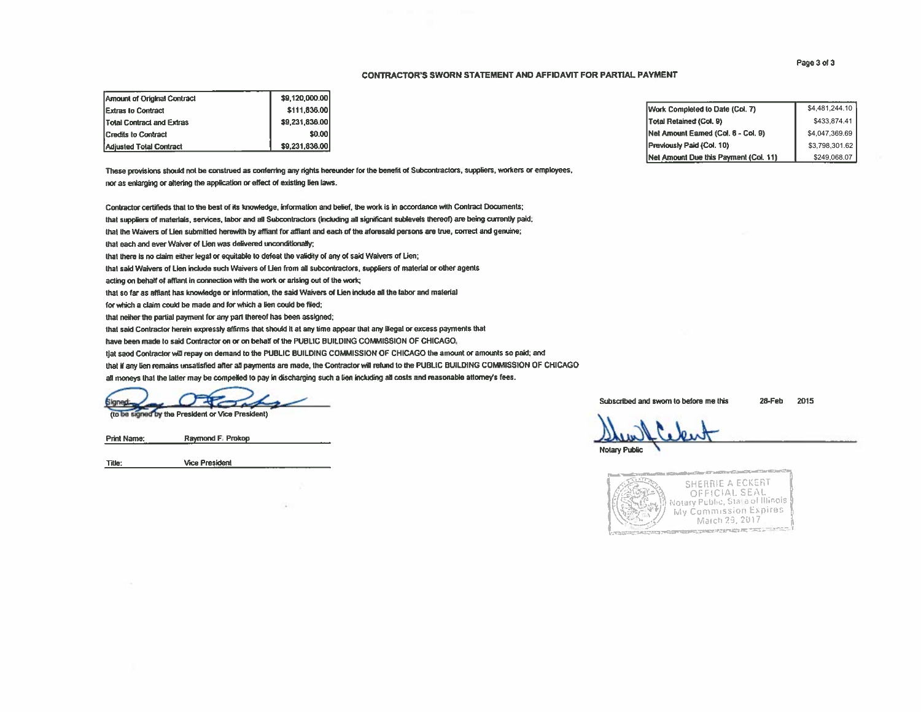## CONTRACTOR'S SWORN STATEMENT AND AFFIDAVIT FOR PARTIAL PAYMENT

| | |
|---|---|
| Amount of Original Contract | $9,120,000.00 |
| Extras to Contract | $111,836.00 |
| Total Contract and Extras | $9,231,836.00 |
| Credits to Contract | $0.00 |
| Adjusted Total Contract | $9,231,836.00 |

| | |
|---|---|
| Work Completed to Date (Col. 7) | $4,481,244.10 |
| Total Retained (Col. 9) | $433,874.41 |
| Net Amount Earned (Col. 6 - Col. 9) | $4,047,369.69 |
| Previously Paid (Col. 10) | $3,798,301.62 |
| Net Amount Due this Payment (Col. 11) | $249,068.07 |

These provisions should not be construed as conferring any rights hereunder for the benefit of Subcontractors, suppliers, workers or employees, nor as enlarging or altering the application or effect of existing lien laws.

Contractor certifieds that to the best of its knowledge, information and belief, the work is in accordance with Contract Documents;
that suppliers of materials, services, labor and all Subcontractors (including all significant sublevels thereof) are being currently paid;
that the Waivers of Lien submitted herewith by affiant for affiant and each of the aforesaid persons are true, correct and genuine;
that each and ever Waiver of Lien was delivered unconditionally;
that there is no claim either legal or equitable to defeat the validity of any of said Waivers of Lien;
that said Waivers of Lien include such Waivers of Lien from all subcontractors, suppliers of material or other agents acting on behalf of affiant in connection with the work or arising out of the work;
that so far as affiant has knowledge or information, the said Waivers of Lien include all the labor and material for which a claim could be made and for which a lien could be filed;
that neither the partial payment for any part thereof has been assigned;
that said Contractor herein expressly affirms that should it at any time appear that any illegal or excess payments that have been made to said Contractor on or on behalf of the PUBLIC BUILDING COMMISSION OF CHICAGO,
tjat saod Contractor will repay on demand to the PUBLIC BUILDING COMMISSION OF CHICAGO the amount or amounts so paid; and
that if any lien remains unsatisfied after all payments are made, the Contractor will refund to the PUBLIC BUILDING COMMISSION OF CHICAGO all moneys that the latter may be compelled to pay in discharging such a lien including all costs and reasonable attorney's fees.

Signed: [signature]
(to be signed by the President or Vice President)

Print Name: Raymond F. Prokop

Title: Vice President

Subscribed and sworn to before me this 28-Feb 2015

[signature]
Notary Public

SHERRIE A ECKERT
OFFICIAL SEAL
Notary Public, State of Illinois
My Commission Expires
March 29, 2017